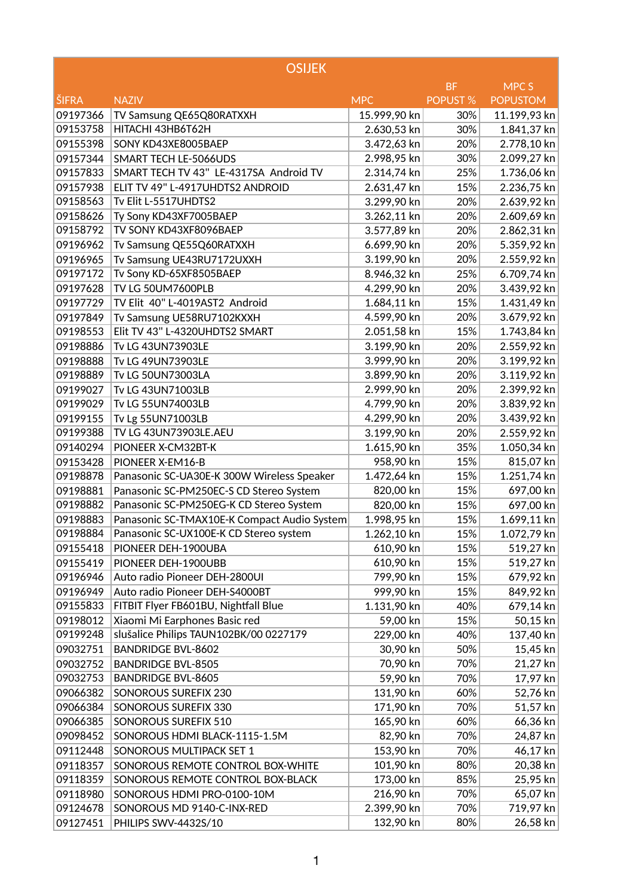| OSIJEK | | | | |
|---|---|---|---|---|
| ŠIFRA | NAZIV | MPC | BF POPUST % | MPC S POPUSTOM |
| 09197366 | TV Samsung QE65Q80RATXXH | 15.999,90 kn | 30% | 11.199,93 kn |
| 09153758 | HITACHI 43HB6T62H | 2.630,53 kn | 30% | 1.841,37 kn |
| 09155398 | SONY KD43XE8005BAEP | 3.472,63 kn | 20% | 2.778,10 kn |
| 09157344 | SMART TECH LE-5066UDS | 2.998,95 kn | 30% | 2.099,27 kn |
| 09157833 | SMART TECH TV 43" LE-4317SA Android TV | 2.314,74 kn | 25% | 1.736,06 kn |
| 09157938 | ELIT TV 49" L-4917UHDTS2 ANDROID | 2.631,47 kn | 15% | 2.236,75 kn |
| 09158563 | Tv Elit L-5517UHDTS2 | 3.299,90 kn | 20% | 2.639,92 kn |
| 09158626 | Ty Sony KD43XF7005BAEP | 3.262,11 kn | 20% | 2.609,69 kn |
| 09158792 | TV SONY KD43XF8096BAEP | 3.577,89 kn | 20% | 2.862,31 kn |
| 09196962 | Tv Samsung QE55Q60RATXXH | 6.699,90 kn | 20% | 5.359,92 kn |
| 09196965 | Tv Samsung UE43RU7172UXXH | 3.199,90 kn | 20% | 2.559,92 kn |
| 09197172 | Tv Sony KD-65XF8505BAEP | 8.946,32 kn | 25% | 6.709,74 kn |
| 09197628 | TV LG 50UM7600PLB | 4.299,90 kn | 20% | 3.439,92 kn |
| 09197729 | TV Elit 40" L-4019AST2 Android | 1.684,11 kn | 15% | 1.431,49 kn |
| 09197849 | Tv Samsung UE58RU7102KXXH | 4.599,90 kn | 20% | 3.679,92 kn |
| 09198553 | Elit TV 43" L-4320UHDTS2 SMART | 2.051,58 kn | 15% | 1.743,84 kn |
| 09198886 | Tv LG 43UN73903LE | 3.199,90 kn | 20% | 2.559,92 kn |
| 09198888 | Tv LG 49UN73903LE | 3.999,90 kn | 20% | 3.199,92 kn |
| 09198889 | Tv LG 50UN73003LA | 3.899,90 kn | 20% | 3.119,92 kn |
| 09199027 | Tv LG 43UN71003LB | 2.999,90 kn | 20% | 2.399,92 kn |
| 09199029 | Tv LG 55UN74003LB | 4.799,90 kn | 20% | 3.839,92 kn |
| 09199155 | Tv Lg 55UN71003LB | 4.299,90 kn | 20% | 3.439,92 kn |
| 09199388 | TV LG 43UN73903LE.AEU | 3.199,90 kn | 20% | 2.559,92 kn |
| 09140294 | PIONEER X-CM32BT-K | 1.615,90 kn | 35% | 1.050,34 kn |
| 09153428 | PIONEER X-EM16-B | 958,90 kn | 15% | 815,07 kn |
| 09198878 | Panasonic SC-UA30E-K 300W Wireless Speaker | 1.472,64 kn | 15% | 1.251,74 kn |
| 09198881 | Panasonic SC-PM250EC-S CD Stereo System | 820,00 kn | 15% | 697,00 kn |
| 09198882 | Panasonic SC-PM250EG-K CD Stereo System | 820,00 kn | 15% | 697,00 kn |
| 09198883 | Panasonic SC-TMAX10E-K Compact Audio System | 1.998,95 kn | 15% | 1.699,11 kn |
| 09198884 | Panasonic SC-UX100E-K CD Stereo system | 1.262,10 kn | 15% | 1.072,79 kn |
| 09155418 | PIONEER DEH-1900UBA | 610,90 kn | 15% | 519,27 kn |
| 09155419 | PIONEER DEH-1900UBB | 610,90 kn | 15% | 519,27 kn |
| 09196946 | Auto radio Pioneer DEH-2800UI | 799,90 kn | 15% | 679,92 kn |
| 09196949 | Auto radio Pioneer DEH-S4000BT | 999,90 kn | 15% | 849,92 kn |
| 09155833 | FITBIT Flyer FB601BU, Nightfall Blue | 1.131,90 kn | 40% | 679,14 kn |
| 09198012 | Xiaomi Mi Earphones Basic red | 59,00 kn | 15% | 50,15 kn |
| 09199248 | slušalice Philips TAUN102BK/00 0227179 | 229,00 kn | 40% | 137,40 kn |
| 09032751 | BANDRIDGE BVL-8602 | 30,90 kn | 50% | 15,45 kn |
| 09032752 | BANDRIDGE BVL-8505 | 70,90 kn | 70% | 21,27 kn |
| 09032753 | BANDRIDGE BVL-8605 | 59,90 kn | 70% | 17,97 kn |
| 09066382 | SONOROUS SUREFIX 230 | 131,90 kn | 60% | 52,76 kn |
| 09066384 | SONOROUS SUREFIX 330 | 171,90 kn | 70% | 51,57 kn |
| 09066385 | SONOROUS SUREFIX 510 | 165,90 kn | 60% | 66,36 kn |
| 09098452 | SONOROUS HDMI BLACK-1115-1.5M | 82,90 kn | 70% | 24,87 kn |
| 09112448 | SONOROUS MULTIPACK SET 1 | 153,90 kn | 70% | 46,17 kn |
| 09118357 | SONOROUS REMOTE CONTROL BOX-WHITE | 101,90 kn | 80% | 20,38 kn |
| 09118359 | SONOROUS REMOTE CONTROL BOX-BLACK | 173,00 kn | 85% | 25,95 kn |
| 09118980 | SONOROUS HDMI PRO-0100-10M | 216,90 kn | 70% | 65,07 kn |
| 09124678 | SONOROUS MD 9140-C-INX-RED | 2.399,90 kn | 70% | 719,97 kn |
| 09127451 | PHILIPS SWV-4432S/10 | 132,90 kn | 80% | 26,58 kn |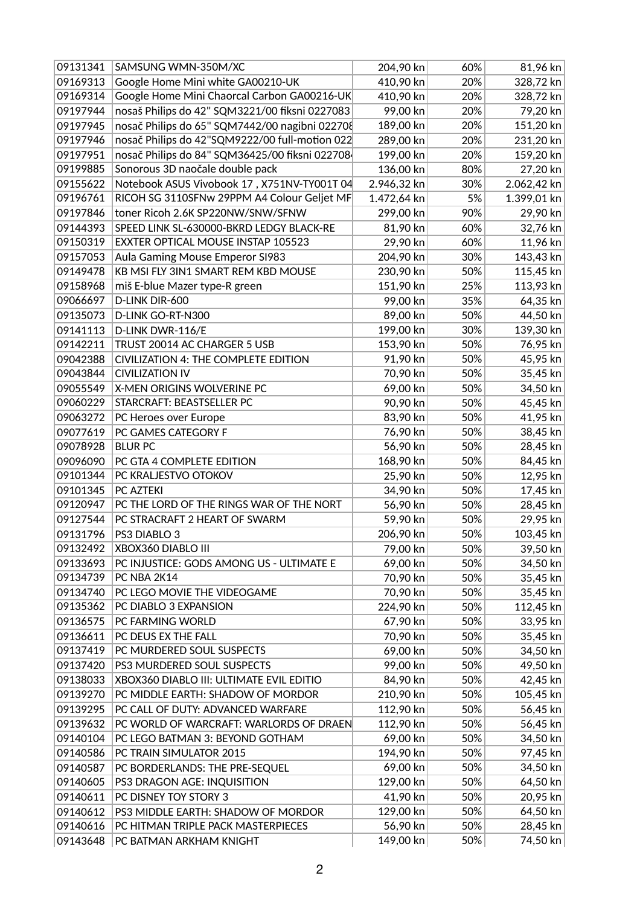| | | | | |
|---|---|---|---|---|
| 09131341 | SAMSUNG WMN-350M/XC | 204,90 kn | 60% | 81,96 kn |
| 09169313 | Google Home Mini white GA00210-UK | 410,90 kn | 20% | 328,72 kn |
| 09169314 | Google Home Mini Chaorcal Carbon GA00216-UK | 410,90 kn | 20% | 328,72 kn |
| 09197944 | nosaš Philips do 42" SQM3221/00 fiksni 0227083 | 99,00 kn | 20% | 79,20 kn |
| 09197945 | nosač Philips do 65" SQM7442/00 nagibni 022708 | 189,00 kn | 20% | 151,20 kn |
| 09197946 | nosač Philips do 42"SQM9222/00 full-motion 022 | 289,00 kn | 20% | 231,20 kn |
| 09197951 | nosač Philips do 84" SQM36425/00 fiksni 022708 | 199,00 kn | 20% | 159,20 kn |
| 09199885 | Sonorous 3D naočale double pack | 136,00 kn | 80% | 27,20 kn |
| 09155622 | Notebook ASUS Vivobook 17 , X751NV-TY001T 04 | 2.946,32 kn | 30% | 2.062,42 kn |
| 09196761 | RICOH SG 3110SFNw 29PPM A4 Colour Geljet MF | 1.472,64 kn | 5% | 1.399,01 kn |
| 09197846 | toner Ricoh 2.6K SP220NW/SNW/SFNW | 299,00 kn | 90% | 29,90 kn |
| 09144393 | SPEED LINK SL-630000-BKRD LEDGY BLACK-RE | 81,90 kn | 60% | 32,76 kn |
| 09150319 | EXXTER OPTICAL MOUSE INSTAP 105523 | 29,90 kn | 60% | 11,96 kn |
| 09157053 | Aula Gaming Mouse Emperor SI983 | 204,90 kn | 30% | 143,43 kn |
| 09149478 | KB MSI FLY 3IN1 SMART REM KBD MOUSE | 230,90 kn | 50% | 115,45 kn |
| 09158968 | miš E-blue Mazer type-R green | 151,90 kn | 25% | 113,93 kn |
| 09066697 | D-LINK DIR-600 | 99,00 kn | 35% | 64,35 kn |
| 09135073 | D-LINK GO-RT-N300 | 89,00 kn | 50% | 44,50 kn |
| 09141113 | D-LINK DWR-116/E | 199,00 kn | 30% | 139,30 kn |
| 09142211 | TRUST 20014 AC CHARGER 5 USB | 153,90 kn | 50% | 76,95 kn |
| 09042388 | CIVILIZATION 4: THE COMPLETE EDITION | 91,90 kn | 50% | 45,95 kn |
| 09043844 | CIVILIZATION IV | 70,90 kn | 50% | 35,45 kn |
| 09055549 | X-MEN ORIGINS WOLVERINE PC | 69,00 kn | 50% | 34,50 kn |
| 09060229 | STARCRAFT: BEASTSELLER PC | 90,90 kn | 50% | 45,45 kn |
| 09063272 | PC Heroes over Europe | 83,90 kn | 50% | 41,95 kn |
| 09077619 | PC GAMES CATEGORY F | 76,90 kn | 50% | 38,45 kn |
| 09078928 | BLUR PC | 56,90 kn | 50% | 28,45 kn |
| 09096090 | PC GTA 4 COMPLETE EDITION | 168,90 kn | 50% | 84,45 kn |
| 09101344 | PC KRALJESTVO OTOKOV | 25,90 kn | 50% | 12,95 kn |
| 09101345 | PC AZTEKI | 34,90 kn | 50% | 17,45 kn |
| 09120947 | PC THE LORD OF THE RINGS WAR OF THE NORT | 56,90 kn | 50% | 28,45 kn |
| 09127544 | PC STRACRAFT 2 HEART OF SWARM | 59,90 kn | 50% | 29,95 kn |
| 09131796 | PS3 DIABLO 3 | 206,90 kn | 50% | 103,45 kn |
| 09132492 | XBOX360 DIABLO III | 79,00 kn | 50% | 39,50 kn |
| 09133693 | PC INJUSTICE: GODS AMONG US - ULTIMATE E | 69,00 kn | 50% | 34,50 kn |
| 09134739 | PC NBA 2K14 | 70,90 kn | 50% | 35,45 kn |
| 09134740 | PC LEGO MOVIE THE VIDEOGAME | 70,90 kn | 50% | 35,45 kn |
| 09135362 | PC DIABLO 3 EXPANSION | 224,90 kn | 50% | 112,45 kn |
| 09136575 | PC FARMING WORLD | 67,90 kn | 50% | 33,95 kn |
| 09136611 | PC DEUS EX THE FALL | 70,90 kn | 50% | 35,45 kn |
| 09137419 | PC MURDERED SOUL SUSPECTS | 69,00 kn | 50% | 34,50 kn |
| 09137420 | PS3 MURDERED SOUL SUSPECTS | 99,00 kn | 50% | 49,50 kn |
| 09138033 | XBOX360 DIABLO III: ULTIMATE EVIL EDITIO | 84,90 kn | 50% | 42,45 kn |
| 09139270 | PC MIDDLE EARTH: SHADOW OF MORDOR | 210,90 kn | 50% | 105,45 kn |
| 09139295 | PC CALL OF DUTY: ADVANCED WARFARE | 112,90 kn | 50% | 56,45 kn |
| 09139632 | PC WORLD OF WARCRAFT: WARLORDS OF DRAEN | 112,90 kn | 50% | 56,45 kn |
| 09140104 | PC LEGO BATMAN 3: BEYOND GOTHAM | 69,00 kn | 50% | 34,50 kn |
| 09140586 | PC TRAIN SIMULATOR 2015 | 194,90 kn | 50% | 97,45 kn |
| 09140587 | PC BORDERLANDS: THE PRE-SEQUEL | 69,00 kn | 50% | 34,50 kn |
| 09140605 | PS3 DRAGON AGE: INQUISITION | 129,00 kn | 50% | 64,50 kn |
| 09140611 | PC DISNEY TOY STORY 3 | 41,90 kn | 50% | 20,95 kn |
| 09140612 | PS3 MIDDLE EARTH: SHADOW OF MORDOR | 129,00 kn | 50% | 64,50 kn |
| 09140616 | PC HITMAN TRIPLE PACK MASTERPIECES | 56,90 kn | 50% | 28,45 kn |
| 09143648 | PC BATMAN ARKHAM KNIGHT | 149,00 kn | 50% | 74,50 kn |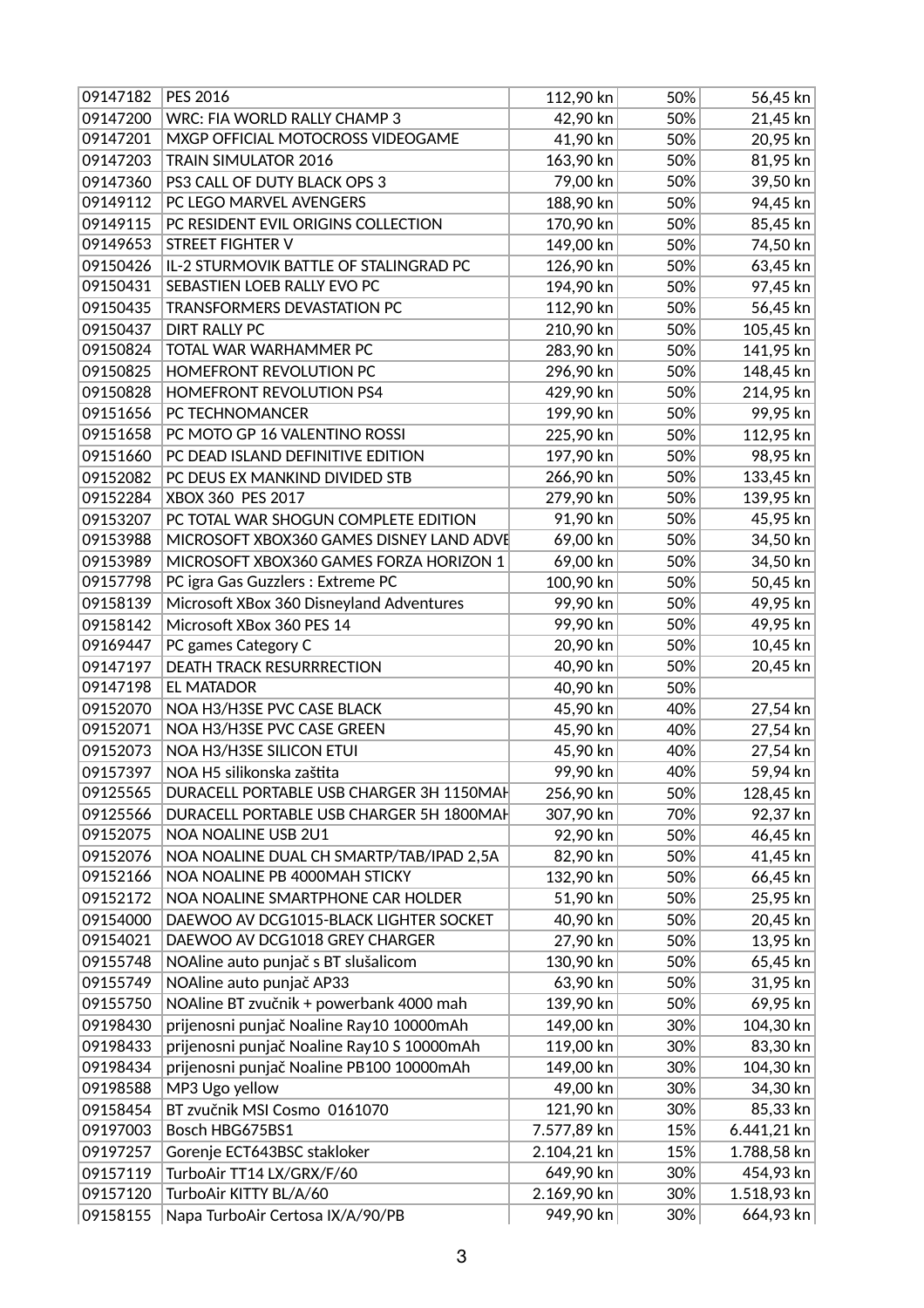| | | | | |
|---|---|---|---|---|
| 09147182 | PES 2016 | 112,90 kn | 50% | 56,45 kn |
| 09147200 | WRC: FIA WORLD RALLY CHAMP 3 | 42,90 kn | 50% | 21,45 kn |
| 09147201 | MXGP OFFICIAL MOTOCROSS VIDEOGAME | 41,90 kn | 50% | 20,95 kn |
| 09147203 | TRAIN SIMULATOR 2016 | 163,90 kn | 50% | 81,95 kn |
| 09147360 | PS3 CALL OF DUTY BLACK OPS 3 | 79,00 kn | 50% | 39,50 kn |
| 09149112 | PC LEGO MARVEL AVENGERS | 188,90 kn | 50% | 94,45 kn |
| 09149115 | PC RESIDENT EVIL ORIGINS COLLECTION | 170,90 kn | 50% | 85,45 kn |
| 09149653 | STREET FIGHTER V | 149,00 kn | 50% | 74,50 kn |
| 09150426 | IL-2 STURMOVIK BATTLE OF STALINGRAD PC | 126,90 kn | 50% | 63,45 kn |
| 09150431 | SEBASTIEN LOEB RALLY EVO PC | 194,90 kn | 50% | 97,45 kn |
| 09150435 | TRANSFORMERS DEVASTATION PC | 112,90 kn | 50% | 56,45 kn |
| 09150437 | DIRT RALLY PC | 210,90 kn | 50% | 105,45 kn |
| 09150824 | TOTAL WAR WARHAMMER PC | 283,90 kn | 50% | 141,95 kn |
| 09150825 | HOMEFRONT REVOLUTION PC | 296,90 kn | 50% | 148,45 kn |
| 09150828 | HOMEFRONT REVOLUTION PS4 | 429,90 kn | 50% | 214,95 kn |
| 09151656 | PC TECHNOMANCER | 199,90 kn | 50% | 99,95 kn |
| 09151658 | PC MOTO GP 16 VALENTINO ROSSI | 225,90 kn | 50% | 112,95 kn |
| 09151660 | PC DEAD ISLAND DEFINITIVE EDITION | 197,90 kn | 50% | 98,95 kn |
| 09152082 | PC DEUS EX MANKIND DIVIDED STB | 266,90 kn | 50% | 133,45 kn |
| 09152284 | XBOX 360 PES 2017 | 279,90 kn | 50% | 139,95 kn |
| 09153207 | PC TOTAL WAR SHOGUN COMPLETE EDITION | 91,90 kn | 50% | 45,95 kn |
| 09153988 | MICROSOFT XBOX360 GAMES DISNEY LAND ADVE | 69,00 kn | 50% | 34,50 kn |
| 09153989 | MICROSOFT XBOX360 GAMES FORZA HORIZON 1 | 69,00 kn | 50% | 34,50 kn |
| 09157798 | PC igra Gas Guzzlers : Extreme PC | 100,90 kn | 50% | 50,45 kn |
| 09158139 | Microsoft XBox 360 Disneyland Adventures | 99,90 kn | 50% | 49,95 kn |
| 09158142 | Microsoft XBox 360 PES 14 | 99,90 kn | 50% | 49,95 kn |
| 09169447 | PC games Category C | 20,90 kn | 50% | 10,45 kn |
| 09147197 | DEATH TRACK RESURRRECTION | 40,90 kn | 50% | 20,45 kn |
| 09147198 | EL MATADOR | 40,90 kn | 50% | |
| 09152070 | NOA H3/H3SE PVC CASE BLACK | 45,90 kn | 40% | 27,54 kn |
| 09152071 | NOA H3/H3SE PVC CASE GREEN | 45,90 kn | 40% | 27,54 kn |
| 09152073 | NOA H3/H3SE SILICON ETUI | 45,90 kn | 40% | 27,54 kn |
| 09157397 | NOA H5 silikonska zaštita | 99,90 kn | 40% | 59,94 kn |
| 09125565 | DURACELL PORTABLE USB CHARGER 3H 1150MAH | 256,90 kn | 50% | 128,45 kn |
| 09125566 | DURACELL PORTABLE USB CHARGER 5H 1800MAH | 307,90 kn | 70% | 92,37 kn |
| 09152075 | NOA NOALINE USB 2U1 | 92,90 kn | 50% | 46,45 kn |
| 09152076 | NOA NOALINE DUAL CH SMARTP/TAB/IPAD 2,5A | 82,90 kn | 50% | 41,45 kn |
| 09152166 | NOA NOALINE PB 4000MAH STICKY | 132,90 kn | 50% | 66,45 kn |
| 09152172 | NOA NOALINE SMARTPHONE CAR HOLDER | 51,90 kn | 50% | 25,95 kn |
| 09154000 | DAEWOO AV DCG1015-BLACK LIGHTER SOCKET | 40,90 kn | 50% | 20,45 kn |
| 09154021 | DAEWOO AV DCG1018 GREY CHARGER | 27,90 kn | 50% | 13,95 kn |
| 09155748 | NOAline auto punjač s BT slušalicom | 130,90 kn | 50% | 65,45 kn |
| 09155749 | NOAline auto punjač AP33 | 63,90 kn | 50% | 31,95 kn |
| 09155750 | NOAline BT zvučnik + powerbank 4000 mah | 139,90 kn | 50% | 69,95 kn |
| 09198430 | prijenosni punjač Noaline Ray10 10000mAh | 149,00 kn | 30% | 104,30 kn |
| 09198433 | prijenosni punjač Noaline Ray10 S 10000mAh | 119,00 kn | 30% | 83,30 kn |
| 09198434 | prijenosni punjač Noaline PB100 10000mAh | 149,00 kn | 30% | 104,30 kn |
| 09198588 | MP3 Ugo yellow | 49,00 kn | 30% | 34,30 kn |
| 09158454 | BT zvučnik MSI Cosmo 0161070 | 121,90 kn | 30% | 85,33 kn |
| 09197003 | Bosch HBG675BS1 | 7.577,89 kn | 15% | 6.441,21 kn |
| 09197257 | Gorenje ECT643BSC stakloker | 2.104,21 kn | 15% | 1.788,58 kn |
| 09157119 | TurboAir TT14 LX/GRX/F/60 | 649,90 kn | 30% | 454,93 kn |
| 09157120 | TurboAir KITTY BL/A/60 | 2.169,90 kn | 30% | 1.518,93 kn |
| 09158155 | Napa TurboAir Certosa IX/A/90/PB | 949,90 kn | 30% | 664,93 kn |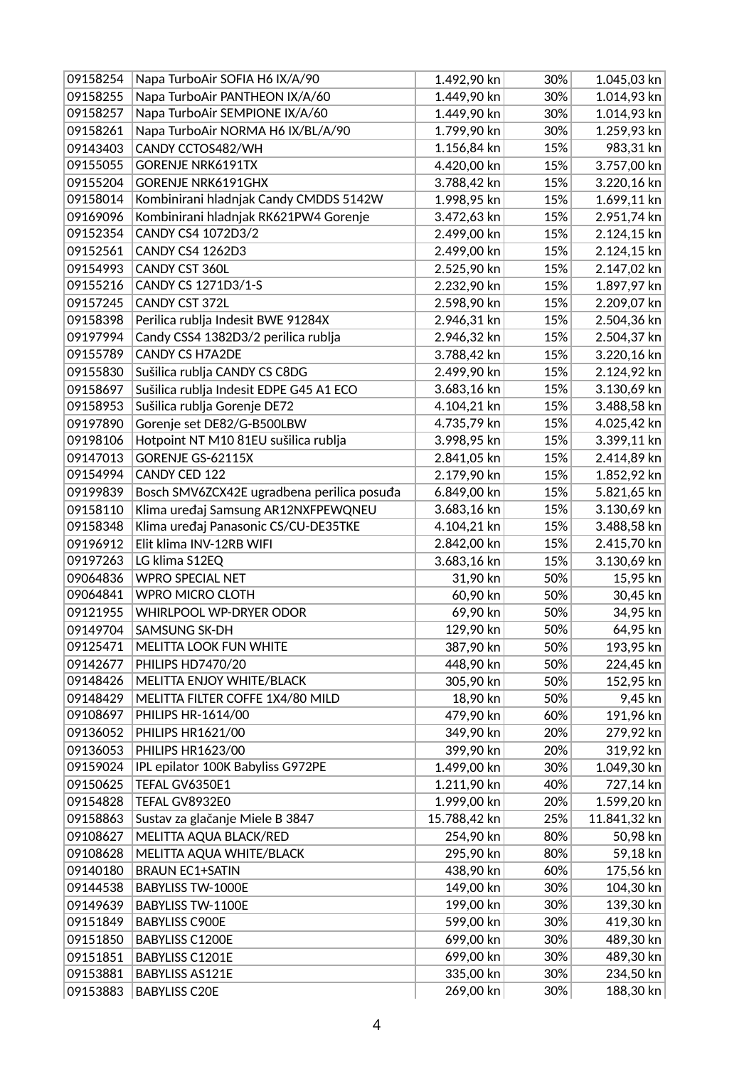| | | | | |
|---|---|---|---|---|
| 09158254 | Napa TurboAir SOFIA H6 IX/A/90 | 1.492,90 kn | 30% | 1.045,03 kn |
| 09158255 | Napa TurboAir PANTHEON IX/A/60 | 1.449,90 kn | 30% | 1.014,93 kn |
| 09158257 | Napa TurboAir SEMPIONE IX/A/60 | 1.449,90 kn | 30% | 1.014,93 kn |
| 09158261 | Napa TurboAir NORMA H6 IX/BL/A/90 | 1.799,90 kn | 30% | 1.259,93 kn |
| 09143403 | CANDY CCTOS482/WH | 1.156,84 kn | 15% | 983,31 kn |
| 09155055 | GORENJE NRK6191TX | 4.420,00 kn | 15% | 3.757,00 kn |
| 09155204 | GORENJE NRK6191GHX | 3.788,42 kn | 15% | 3.220,16 kn |
| 09158014 | Kombinirani hladnjak Candy CMDDS 5142W | 1.998,95 kn | 15% | 1.699,11 kn |
| 09169096 | Kombinirani hladnjak RK621PW4 Gorenje | 3.472,63 kn | 15% | 2.951,74 kn |
| 09152354 | CANDY CS4 1072D3/2 | 2.499,00 kn | 15% | 2.124,15 kn |
| 09152561 | CANDY CS4 1262D3 | 2.499,00 kn | 15% | 2.124,15 kn |
| 09154993 | CANDY CST 360L | 2.525,90 kn | 15% | 2.147,02 kn |
| 09155216 | CANDY CS 1271D3/1-S | 2.232,90 kn | 15% | 1.897,97 kn |
| 09157245 | CANDY CST 372L | 2.598,90 kn | 15% | 2.209,07 kn |
| 09158398 | Perilica rublja Indesit BWE 91284X | 2.946,31 kn | 15% | 2.504,36 kn |
| 09197994 | Candy CSS4 1382D3/2 perilica rublja | 2.946,32 kn | 15% | 2.504,37 kn |
| 09155789 | CANDY CS H7A2DE | 3.788,42 kn | 15% | 3.220,16 kn |
| 09155830 | Sušilica rublja CANDY CS C8DG | 2.499,90 kn | 15% | 2.124,92 kn |
| 09158697 | Sušilica rublja Indesit EDPE G45 A1 ECO | 3.683,16 kn | 15% | 3.130,69 kn |
| 09158953 | Sušilica rublja Gorenje DE72 | 4.104,21 kn | 15% | 3.488,58 kn |
| 09197890 | Gorenje set DE82/G-B500LBW | 4.735,79 kn | 15% | 4.025,42 kn |
| 09198106 | Hotpoint NT M10 81EU sušilica rublja | 3.998,95 kn | 15% | 3.399,11 kn |
| 09147013 | GORENJE GS-62115X | 2.841,05 kn | 15% | 2.414,89 kn |
| 09154994 | CANDY CED 122 | 2.179,90 kn | 15% | 1.852,92 kn |
| 09199839 | Bosch SMV6ZCX42E ugradbena perilica posuđa | 6.849,00 kn | 15% | 5.821,65 kn |
| 09158110 | Klima uređaj Samsung AR12NXFPEWQNEU | 3.683,16 kn | 15% | 3.130,69 kn |
| 09158348 | Klima uređaj Panasonic CS/CU-DE35TKE | 4.104,21 kn | 15% | 3.488,58 kn |
| 09196912 | Elit klima INV-12RB WIFI | 2.842,00 kn | 15% | 2.415,70 kn |
| 09197263 | LG klima S12EQ | 3.683,16 kn | 15% | 3.130,69 kn |
| 09064836 | WPRO SPECIAL NET | 31,90 kn | 50% | 15,95 kn |
| 09064841 | WPRO MICRO CLOTH | 60,90 kn | 50% | 30,45 kn |
| 09121955 | WHIRLPOOL WP-DRYER ODOR | 69,90 kn | 50% | 34,95 kn |
| 09149704 | SAMSUNG SK-DH | 129,90 kn | 50% | 64,95 kn |
| 09125471 | MELITTA LOOK FUN WHITE | 387,90 kn | 50% | 193,95 kn |
| 09142677 | PHILIPS HD7470/20 | 448,90 kn | 50% | 224,45 kn |
| 09148426 | MELITTA ENJOY WHITE/BLACK | 305,90 kn | 50% | 152,95 kn |
| 09148429 | MELITTA FILTER COFFE 1X4/80 MILD | 18,90 kn | 50% | 9,45 kn |
| 09108697 | PHILIPS HR-1614/00 | 479,90 kn | 60% | 191,96 kn |
| 09136052 | PHILIPS HR1621/00 | 349,90 kn | 20% | 279,92 kn |
| 09136053 | PHILIPS HR1623/00 | 399,90 kn | 20% | 319,92 kn |
| 09159024 | IPL epilator 100K Babyliss G972PE | 1.499,00 kn | 30% | 1.049,30 kn |
| 09150625 | TEFAL GV6350E1 | 1.211,90 kn | 40% | 727,14 kn |
| 09154828 | TEFAL GV8932E0 | 1.999,00 kn | 20% | 1.599,20 kn |
| 09158863 | Sustav za glačanje Miele B 3847 | 15.788,42 kn | 25% | 11.841,32 kn |
| 09108627 | MELITTA AQUA BLACK/RED | 254,90 kn | 80% | 50,98 kn |
| 09108628 | MELITTA AQUA WHITE/BLACK | 295,90 kn | 80% | 59,18 kn |
| 09140180 | BRAUN EC1+SATIN | 438,90 kn | 60% | 175,56 kn |
| 09144538 | BABYLISS TW-1000E | 149,00 kn | 30% | 104,30 kn |
| 09149639 | BABYLISS TW-1100E | 199,00 kn | 30% | 139,30 kn |
| 09151849 | BABYLISS C900E | 599,00 kn | 30% | 419,30 kn |
| 09151850 | BABYLISS C1200E | 699,00 kn | 30% | 489,30 kn |
| 09151851 | BABYLISS C1201E | 699,00 kn | 30% | 489,30 kn |
| 09153881 | BABYLISS AS121E | 335,00 kn | 30% | 234,50 kn |
| 09153883 | BABYLISS C20E | 269,00 kn | 30% | 188,30 kn |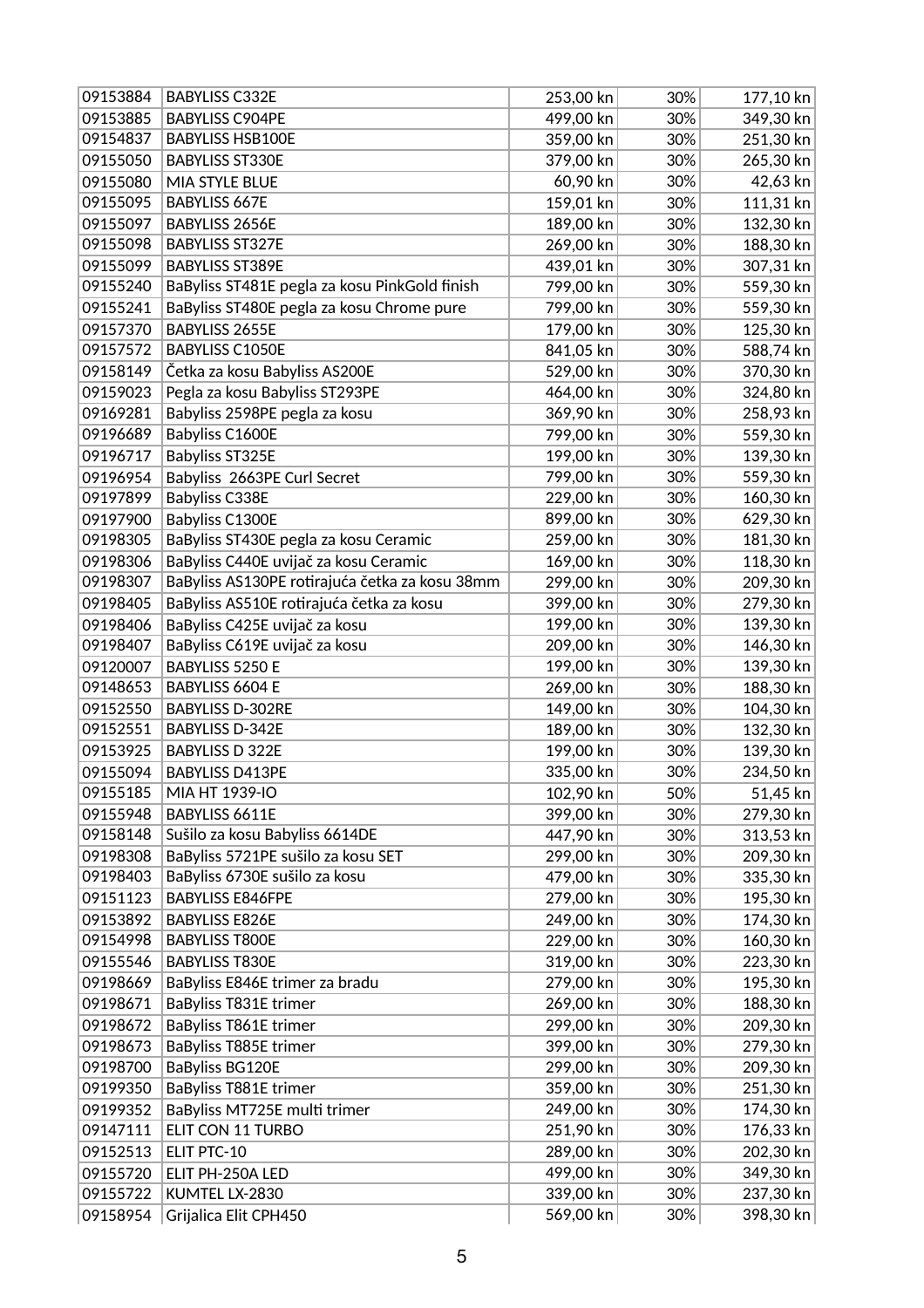| | | | | |
|---|---|---|---|---|
| 09153884 | BABYLISS C332E | 253,00 kn | 30% | 177,10 kn |
| 09153885 | BABYLISS C904PE | 499,00 kn | 30% | 349,30 kn |
| 09154837 | BABYLISS HSB100E | 359,00 kn | 30% | 251,30 kn |
| 09155050 | BABYLISS ST330E | 379,00 kn | 30% | 265,30 kn |
| 09155080 | MIA STYLE BLUE | 60,90 kn | 30% | 42,63 kn |
| 09155095 | BABYLISS 667E | 159,01 kn | 30% | 111,31 kn |
| 09155097 | BABYLISS 2656E | 189,00 kn | 30% | 132,30 kn |
| 09155098 | BABYLISS ST327E | 269,00 kn | 30% | 188,30 kn |
| 09155099 | BABYLISS ST389E | 439,01 kn | 30% | 307,31 kn |
| 09155240 | BaByliss ST481E pegla za kosu PinkGold finish | 799,00 kn | 30% | 559,30 kn |
| 09155241 | BaByliss ST480E pegla za kosu Chrome pure | 799,00 kn | 30% | 559,30 kn |
| 09157370 | BABYLISS 2655E | 179,00 kn | 30% | 125,30 kn |
| 09157572 | BABYLISS C1050E | 841,05 kn | 30% | 588,74 kn |
| 09158149 | Četka za kosu Babyliss AS200E | 529,00 kn | 30% | 370,30 kn |
| 09159023 | Pegla za kosu Babyliss ST293PE | 464,00 kn | 30% | 324,80 kn |
| 09169281 | Babyliss 2598PE pegla za kosu | 369,90 kn | 30% | 258,93 kn |
| 09196689 | Babyliss C1600E | 799,00 kn | 30% | 559,30 kn |
| 09196717 | Babyliss ST325E | 199,00 kn | 30% | 139,30 kn |
| 09196954 | Babyliss 2663PE Curl Secret | 799,00 kn | 30% | 559,30 kn |
| 09197899 | Babyliss C338E | 229,00 kn | 30% | 160,30 kn |
| 09197900 | Babyliss C1300E | 899,00 kn | 30% | 629,30 kn |
| 09198305 | BaByliss ST430E pegla za kosu Ceramic | 259,00 kn | 30% | 181,30 kn |
| 09198306 | BaByliss C440E uvijač za kosu Ceramic | 169,00 kn | 30% | 118,30 kn |
| 09198307 | BaByliss AS130PE rotirajuća četka za kosu 38mm | 299,00 kn | 30% | 209,30 kn |
| 09198405 | BaByliss AS510E rotirajuća četka za kosu | 399,00 kn | 30% | 279,30 kn |
| 09198406 | BaByliss C425E uvijač za kosu | 199,00 kn | 30% | 139,30 kn |
| 09198407 | BaByliss C619E uvijač za kosu | 209,00 kn | 30% | 146,30 kn |
| 09120007 | BABYLISS 5250 E | 199,00 kn | 30% | 139,30 kn |
| 09148653 | BABYLISS 6604 E | 269,00 kn | 30% | 188,30 kn |
| 09152550 | BABYLISS D-302RE | 149,00 kn | 30% | 104,30 kn |
| 09152551 | BABYLISS D-342E | 189,00 kn | 30% | 132,30 kn |
| 09153925 | BABYLISS D 322E | 199,00 kn | 30% | 139,30 kn |
| 09155094 | BABYLISS D413PE | 335,00 kn | 30% | 234,50 kn |
| 09155185 | MIA HT 1939-IO | 102,90 kn | 50% | 51,45 kn |
| 09155948 | BABYLISS 6611E | 399,00 kn | 30% | 279,30 kn |
| 09158148 | Sušilo za kosu Babyliss 6614DE | 447,90 kn | 30% | 313,53 kn |
| 09198308 | BaByliss 5721PE sušilo za kosu SET | 299,00 kn | 30% | 209,30 kn |
| 09198403 | BaByliss 6730E sušilo za kosu | 479,00 kn | 30% | 335,30 kn |
| 09151123 | BABYLISS E846FPE | 279,00 kn | 30% | 195,30 kn |
| 09153892 | BABYLISS E826E | 249,00 kn | 30% | 174,30 kn |
| 09154998 | BABYLISS T800E | 229,00 kn | 30% | 160,30 kn |
| 09155546 | BABYLISS T830E | 319,00 kn | 30% | 223,30 kn |
| 09198669 | BaByliss E846E trimer za bradu | 279,00 kn | 30% | 195,30 kn |
| 09198671 | BaByliss T831E trimer | 269,00 kn | 30% | 188,30 kn |
| 09198672 | BaByliss T861E trimer | 299,00 kn | 30% | 209,30 kn |
| 09198673 | BaByliss T885E trimer | 399,00 kn | 30% | 279,30 kn |
| 09198700 | BaByliss BG120E | 299,00 kn | 30% | 209,30 kn |
| 09199350 | BaByliss T881E trimer | 359,00 kn | 30% | 251,30 kn |
| 09199352 | BaByliss MT725E multi trimer | 249,00 kn | 30% | 174,30 kn |
| 09147111 | ELIT CON 11 TURBO | 251,90 kn | 30% | 176,33 kn |
| 09152513 | ELIT PTC-10 | 289,00 kn | 30% | 202,30 kn |
| 09155720 | ELIT PH-250A LED | 499,00 kn | 30% | 349,30 kn |
| 09155722 | KUMTEL LX-2830 | 339,00 kn | 30% | 237,30 kn |
| 09158954 | Grijalica Elit CPH450 | 569,00 kn | 30% | 398,30 kn |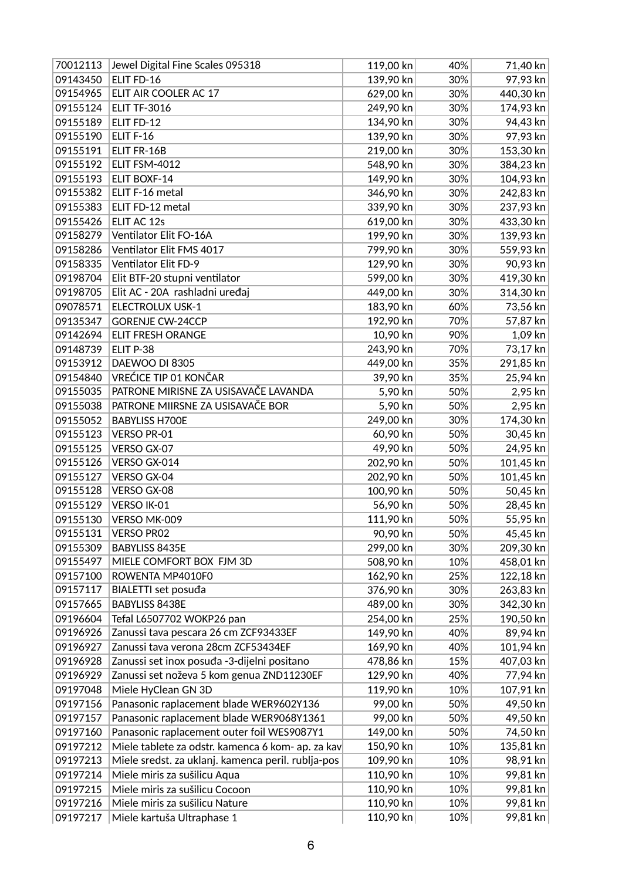| | | | | |
|---|---|---|---|---|
| 70012113 | Jewel Digital Fine Scales 095318 | 119,00 kn | 40% | 71,40 kn |
| 09143450 | ELIT FD-16 | 139,90 kn | 30% | 97,93 kn |
| 09154965 | ELIT AIR COOLER AC 17 | 629,00 kn | 30% | 440,30 kn |
| 09155124 | ELIT TF-3016 | 249,90 kn | 30% | 174,93 kn |
| 09155189 | ELIT FD-12 | 134,90 kn | 30% | 94,43 kn |
| 09155190 | ELIT F-16 | 139,90 kn | 30% | 97,93 kn |
| 09155191 | ELIT FR-16B | 219,00 kn | 30% | 153,30 kn |
| 09155192 | ELIT FSM-4012 | 548,90 kn | 30% | 384,23 kn |
| 09155193 | ELIT BOXF-14 | 149,90 kn | 30% | 104,93 kn |
| 09155382 | ELIT F-16 metal | 346,90 kn | 30% | 242,83 kn |
| 09155383 | ELIT FD-12 metal | 339,90 kn | 30% | 237,93 kn |
| 09155426 | ELIT AC 12s | 619,00 kn | 30% | 433,30 kn |
| 09158279 | Ventilator Elit FO-16A | 199,90 kn | 30% | 139,93 kn |
| 09158286 | Ventilator Elit FMS 4017 | 799,90 kn | 30% | 559,93 kn |
| 09158335 | Ventilator Elit FD-9 | 129,90 kn | 30% | 90,93 kn |
| 09198704 | Elit BTF-20 stupni ventilator | 599,00 kn | 30% | 419,30 kn |
| 09198705 | Elit AC - 20A rashladni uređaj | 449,00 kn | 30% | 314,30 kn |
| 09078571 | ELECTROLUX USK-1 | 183,90 kn | 60% | 73,56 kn |
| 09135347 | GORENJE CW-24CCP | 192,90 kn | 70% | 57,87 kn |
| 09142694 | ELIT FRESH ORANGE | 10,90 kn | 90% | 1,09 kn |
| 09148739 | ELIT P-38 | 243,90 kn | 70% | 73,17 kn |
| 09153912 | DAEWOO DI 8305 | 449,00 kn | 35% | 291,85 kn |
| 09154840 | VREĆICE TIP 01 KONČAR | 39,90 kn | 35% | 25,94 kn |
| 09155035 | PATRONE MIRISNE ZA USISAVAČE LAVANDA | 5,90 kn | 50% | 2,95 kn |
| 09155038 | PATRONE MIIRSNE ZA USISAVAČE BOR | 5,90 kn | 50% | 2,95 kn |
| 09155052 | BABYLISS H700E | 249,00 kn | 30% | 174,30 kn |
| 09155123 | VERSO PR-01 | 60,90 kn | 50% | 30,45 kn |
| 09155125 | VERSO GX-07 | 49,90 kn | 50% | 24,95 kn |
| 09155126 | VERSO GX-014 | 202,90 kn | 50% | 101,45 kn |
| 09155127 | VERSO GX-04 | 202,90 kn | 50% | 101,45 kn |
| 09155128 | VERSO GX-08 | 100,90 kn | 50% | 50,45 kn |
| 09155129 | VERSO IK-01 | 56,90 kn | 50% | 28,45 kn |
| 09155130 | VERSO MK-009 | 111,90 kn | 50% | 55,95 kn |
| 09155131 | VERSO PR02 | 90,90 kn | 50% | 45,45 kn |
| 09155309 | BABYLISS 8435E | 299,00 kn | 30% | 209,30 kn |
| 09155497 | MIELE COMFORT BOX FJM 3D | 508,90 kn | 10% | 458,01 kn |
| 09157100 | ROWENTA MP4010F0 | 162,90 kn | 25% | 122,18 kn |
| 09157117 | BIALETTI set posuđa | 376,90 kn | 30% | 263,83 kn |
| 09157665 | BABYLISS 8438E | 489,00 kn | 30% | 342,30 kn |
| 09196604 | Tefal L6507702 WOKP26 pan | 254,00 kn | 25% | 190,50 kn |
| 09196926 | Zanussi tava pescara 26 cm ZCF93433EF | 149,90 kn | 40% | 89,94 kn |
| 09196927 | Zanussi tava verona 28cm ZCF53434EF | 169,90 kn | 40% | 101,94 kn |
| 09196928 | Zanussi set inox posuđa -3-dijelni positano | 478,86 kn | 15% | 407,03 kn |
| 09196929 | Zanussi set noževa 5 kom genua ZND11230EF | 129,90 kn | 40% | 77,94 kn |
| 09197048 | Miele HyClean GN 3D | 119,90 kn | 10% | 107,91 kn |
| 09197156 | Panasonic raplacement blade WER9602Y136 | 99,00 kn | 50% | 49,50 kn |
| 09197157 | Panasonic raplacement blade WER9068Y1361 | 99,00 kn | 50% | 49,50 kn |
| 09197160 | Panasonic raplacement outer foil WES9087Y1 | 149,00 kn | 50% | 74,50 kn |
| 09197212 | Miele tablete za odstr. kamenca 6 kom- ap. za kav | 150,90 kn | 10% | 135,81 kn |
| 09197213 | Miele sredst. za uklanj. kamenca peril. rublja-pos | 109,90 kn | 10% | 98,91 kn |
| 09197214 | Miele miris za sušilicu Aqua | 110,90 kn | 10% | 99,81 kn |
| 09197215 | Miele miris za sušilicu Cocoon | 110,90 kn | 10% | 99,81 kn |
| 09197216 | Miele miris za sušilicu Nature | 110,90 kn | 10% | 99,81 kn |
| 09197217 | Miele kartuša Ultraphase 1 | 110,90 kn | 10% | 99,81 kn |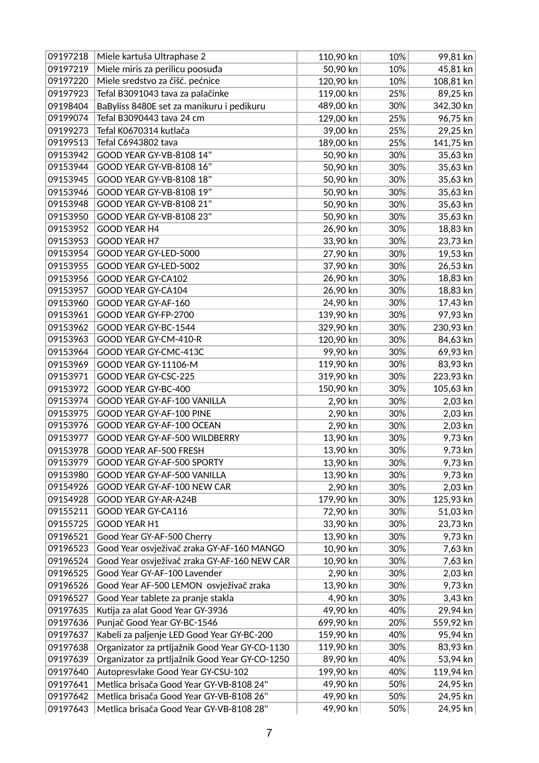| 09197218 | Miele kartuša Ultraphase 2 | 110,90 kn | 10% | 99,81 kn |
|---|---|---|---|---|
| 09197219 | Miele miris za perilicu poosuđa | 50,90 kn | 10% | 45,81 kn |
| 09197220 | Miele sredstvo za čišć. pećnice | 120,90 kn | 10% | 108,81 kn |
| 09197923 | Tefal B3091043 tava za palačinke | 119,00 kn | 25% | 89,25 kn |
| 09198404 | BaByliss 8480E set za manikuru i pedikuru | 489,00 kn | 30% | 342,30 kn |
| 09199074 | Tefal B3090443 tava 24 cm | 129,00 kn | 25% | 96,75 kn |
| 09199273 | Tefal K0670314 kutlača | 39,00 kn | 25% | 29,25 kn |
| 09199513 | Tefal C6943802 tava | 189,00 kn | 25% | 141,75 kn |
| 09153942 | GOOD YEAR GY-VB-8108 14" | 50,90 kn | 30% | 35,63 kn |
| 09153944 | GOOD YEAR GY-VB-8108 16" | 50,90 kn | 30% | 35,63 kn |
| 09153945 | GOOD YEAR GY-VB-8108 18" | 50,90 kn | 30% | 35,63 kn |
| 09153946 | GOOD YEAR GY-VB-8108 19" | 50,90 kn | 30% | 35,63 kn |
| 09153948 | GOOD YEAR GY-VB-8108 21" | 50,90 kn | 30% | 35,63 kn |
| 09153950 | GOOD YEAR GY-VB-8108 23" | 50,90 kn | 30% | 35,63 kn |
| 09153952 | GOOD YEAR H4 | 26,90 kn | 30% | 18,83 kn |
| 09153953 | GOOD YEAR H7 | 33,90 kn | 30% | 23,73 kn |
| 09153954 | GOOD YEAR GY-LED-5000 | 27,90 kn | 30% | 19,53 kn |
| 09153955 | GOOD YEAR GY-LED-5002 | 37,90 kn | 30% | 26,53 kn |
| 09153956 | GOOD YEAR GY-CA102 | 26,90 kn | 30% | 18,83 kn |
| 09153957 | GOOD YEAR GY-CA104 | 26,90 kn | 30% | 18,83 kn |
| 09153960 | GOOD YEAR GY-AF-160 | 24,90 kn | 30% | 17,43 kn |
| 09153961 | GOOD YEAR GY-FP-2700 | 139,90 kn | 30% | 97,93 kn |
| 09153962 | GOOD YEAR GY-BC-1544 | 329,90 kn | 30% | 230,93 kn |
| 09153963 | GOOD YEAR GY-CM-410-R | 120,90 kn | 30% | 84,63 kn |
| 09153964 | GOOD YEAR GY-CMC-413C | 99,90 kn | 30% | 69,93 kn |
| 09153969 | GOOD YEAR GY-11106-M | 119,90 kn | 30% | 83,93 kn |
| 09153971 | GOOD YEAR GY-CSC-225 | 319,90 kn | 30% | 223,93 kn |
| 09153972 | GOOD YEAR GY-BC-400 | 150,90 kn | 30% | 105,63 kn |
| 09153974 | GOOD YEAR GY-AF-100 VANILLA | 2,90 kn | 30% | 2,03 kn |
| 09153975 | GOOD YEAR GY-AF-100 PINE | 2,90 kn | 30% | 2,03 kn |
| 09153976 | GOOD YEAR GY-AF-100 OCEAN | 2,90 kn | 30% | 2,03 kn |
| 09153977 | GOOD YEAR GY-AF-500 WILDBERRY | 13,90 kn | 30% | 9,73 kn |
| 09153978 | GOOD YEAR AF-500 FRESH | 13,90 kn | 30% | 9,73 kn |
| 09153979 | GOOD YEAR GY-AF-500 SPORTY | 13,90 kn | 30% | 9,73 kn |
| 09153980 | GOOD YEAR GY-AF-500 VANILLA | 13,90 kn | 30% | 9,73 kn |
| 09154926 | GOOD YEAR GY-AF-100 NEW CAR | 2,90 kn | 30% | 2,03 kn |
| 09154928 | GOOD YEAR GY-AR-A24B | 179,90 kn | 30% | 125,93 kn |
| 09155211 | GOOD YEAR GY-CA116 | 72,90 kn | 30% | 51,03 kn |
| 09155725 | GOOD YEAR H1 | 33,90 kn | 30% | 23,73 kn |
| 09196521 | Good Year GY-AF-500 Cherry | 13,90 kn | 30% | 9,73 kn |
| 09196523 | Good Year osvježivač zraka GY-AF-160 MANGO | 10,90 kn | 30% | 7,63 kn |
| 09196524 | Good Year osvježivač zraka GY-AF-160 NEW CAR | 10,90 kn | 30% | 7,63 kn |
| 09196525 | Good Year GY-AF-100 Lavender | 2,90 kn | 30% | 2,03 kn |
| 09196526 | Good Year AF-500 LEMON osvježivač zraka | 13,90 kn | 30% | 9,73 kn |
| 09196527 | Good Year tablete za pranje stakla | 4,90 kn | 30% | 3,43 kn |
| 09197635 | Kutija za alat Good Year GY-3936 | 49,90 kn | 40% | 29,94 kn |
| 09197636 | Punjač Good Year GY-BC-1546 | 699,90 kn | 20% | 559,92 kn |
| 09197637 | Kabeli za paljenje LED Good Year GY-BC-200 | 159,90 kn | 40% | 95,94 kn |
| 09197638 | Organizator za prtljažnik Good Year GY-CO-1130 | 119,90 kn | 30% | 83,93 kn |
| 09197639 | Organizator za prtljažnik Good Year GY-CO-1250 | 89,90 kn | 40% | 53,94 kn |
| 09197640 | Autopresvlake Good Year GY-CSU-102 | 199,90 kn | 40% | 119,94 kn |
| 09197641 | Metlica brisača Good Year GY-VB-8108 24" | 49,90 kn | 50% | 24,95 kn |
| 09197642 | Metlica brisača Good Year GY-VB-8108 26" | 49,90 kn | 50% | 24,95 kn |
| 09197643 | Metlica brisača Good Year GY-VB-8108 28" | 49,90 kn | 50% | 24,95 kn |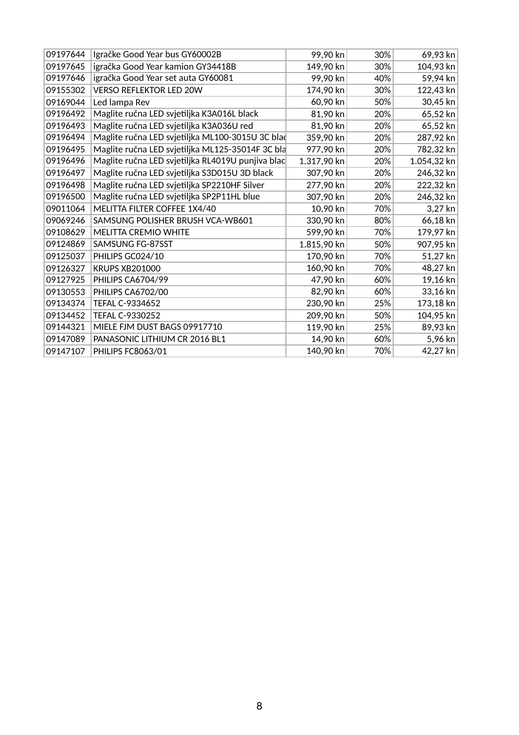| | | | | |
|---|---|---|---|---|
| 09197644 | Igračke Good Year bus GY60002B | 99,90 kn | 30% | 69,93 kn |
| 09197645 | igračka Good Year kamion GY34418B | 149,90 kn | 30% | 104,93 kn |
| 09197646 | igračka Good Year set auta GY60081 | 99,90 kn | 40% | 59,94 kn |
| 09155302 | VERSO REFLEKTOR LED 20W | 174,90 kn | 30% | 122,43 kn |
| 09169044 | Led lampa Rev | 60,90 kn | 50% | 30,45 kn |
| 09196492 | Maglite ručna LED svjetiljka K3A016L black | 81,90 kn | 20% | 65,52 kn |
| 09196493 | Maglite ručna LED svjetiljka K3A036U red | 81,90 kn | 20% | 65,52 kn |
| 09196494 | Maglite ručna LED svjetiljka ML100-3015U 3C blac | 359,90 kn | 20% | 287,92 kn |
| 09196495 | Maglite ručna LED svjetiljka ML125-35014F 3C bla | 977,90 kn | 20% | 782,32 kn |
| 09196496 | Maglite ručna LED svjetiljka RL4019U punjiva blac | 1.317,90 kn | 20% | 1.054,32 kn |
| 09196497 | Maglite ručna LED svjetiljka S3D015U 3D black | 307,90 kn | 20% | 246,32 kn |
| 09196498 | Maglite ručna LED svjetiljka SP2210HF Silver | 277,90 kn | 20% | 222,32 kn |
| 09196500 | Maglite ručna LED svjetiljka SP2P11HL blue | 307,90 kn | 20% | 246,32 kn |
| 09011064 | MELITTA FILTER COFFEE 1X4/40 | 10,90 kn | 70% | 3,27 kn |
| 09069246 | SAMSUNG POLISHER BRUSH VCA-WB601 | 330,90 kn | 80% | 66,18 kn |
| 09108629 | MELITTA CREMIO WHITE | 599,90 kn | 70% | 179,97 kn |
| 09124869 | SAMSUNG FG-87SST | 1.815,90 kn | 50% | 907,95 kn |
| 09125037 | PHILIPS GC024/10 | 170,90 kn | 70% | 51,27 kn |
| 09126327 | KRUPS XB201000 | 160,90 kn | 70% | 48,27 kn |
| 09127925 | PHILIPS CA6704/99 | 47,90 kn | 60% | 19,16 kn |
| 09130553 | PHILIPS CA6702/00 | 82,90 kn | 60% | 33,16 kn |
| 09134374 | TEFAL C-9334652 | 230,90 kn | 25% | 173,18 kn |
| 09134452 | TEFAL C-9330252 | 209,90 kn | 50% | 104,95 kn |
| 09144321 | MIELE FJM DUST BAGS 09917710 | 119,90 kn | 25% | 89,93 kn |
| 09147089 | PANASONIC LITHIUM CR 2016 BL1 | 14,90 kn | 60% | 5,96 kn |
| 09147107 | PHILIPS FC8063/01 | 140,90 kn | 70% | 42,27 kn |